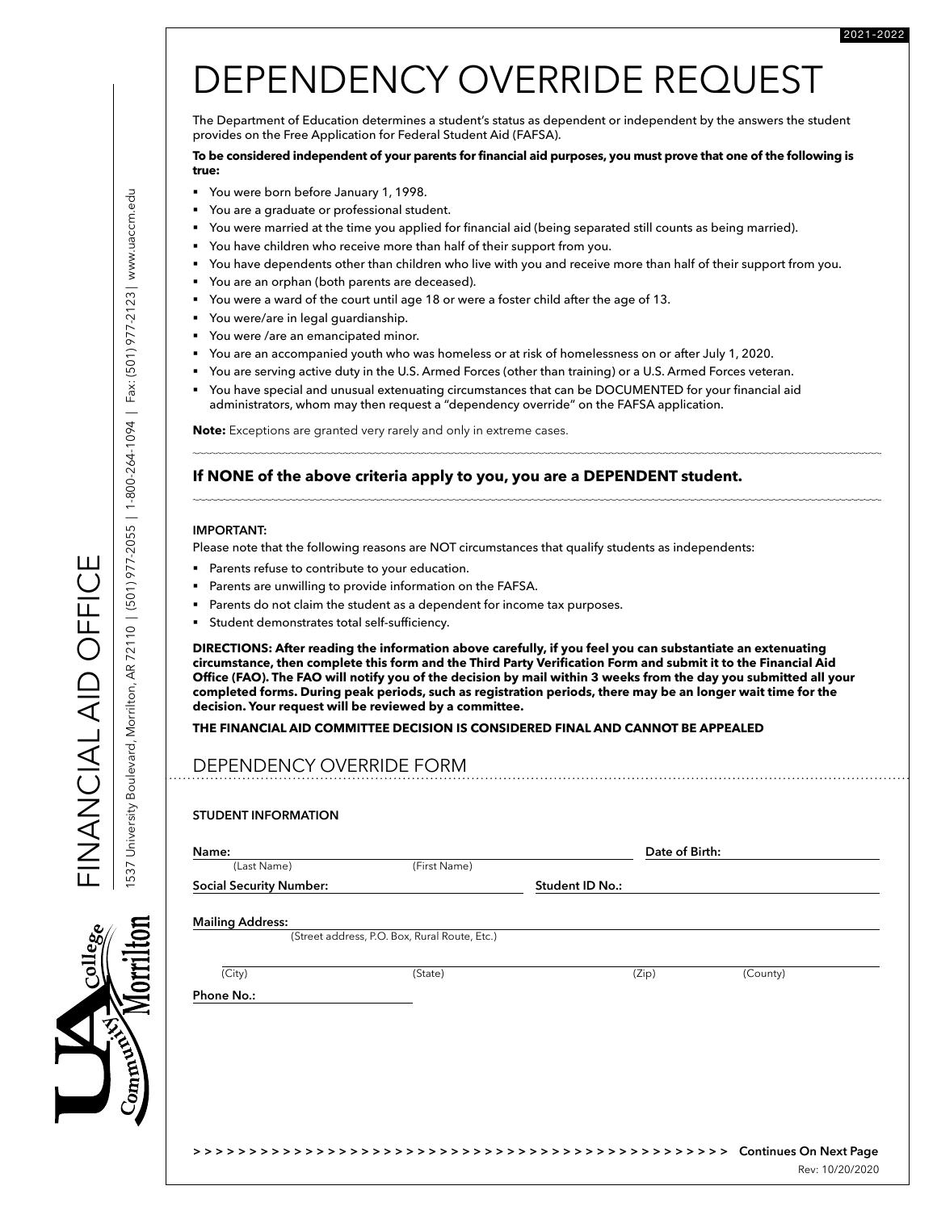2021-2022

# DEPENDENCY OVERRIDE REQUEST

The Department of Education determines a student's status as dependent or independent by the answers the student provides on the Free Application for Federal Student Aid (FAFSA).

**To be considered independent of your parents for financial aid purposes, you must prove that one of the following is true:**

- You were born before January 1, 1998.
- You are a graduate or professional student.
- You were married at the time you applied for financial aid (being separated still counts as being married).
- You have children who receive more than half of their support from you.
- You have dependents other than children who live with you and receive more than half of their support from you.
- You are an orphan (both parents are deceased).
- You were a ward of the court until age 18 or were a foster child after the age of 13.
- You were/are in legal guardianship.
- You were /are an emancipated minor.
- You are an accompanied youth who was homeless or at risk of homelessness on or after July 1, 2020.
- You are serving active duty in the U.S. Armed Forces (other than training) or a U.S. Armed Forces veteran.
- You have special and unusual extenuating circumstances that can be DOCUMENTED for your financial aid administrators, whom may then request a "dependency override" on the FAFSA application.

**Note:** Exceptions are granted very rarely and only in extreme cases.

**If NONE of the above criteria apply to you, you are a DEPENDENT student.**

**IMPORTANT:**

Please note that the following reasons are NOT circumstances that qualify students as independents:

- Parents refuse to contribute to your education.
- Parents are unwilling to provide information on the FAFSA.
- Parents do not claim the student as a dependent for income tax purposes.
- Student demonstrates total self-sufficiency.

**DIRECTIONS: After reading the information above carefully, if you feel you can substantiate an extenuating circumstance, then complete this form and the Third Party Verification Form and submit it to the Financial Aid Office (FAO). The FAO will notify you of the decision by mail within 3 weeks from the day you submitted all your completed forms. During peak periods, such as registration periods, there may be an longer wait time for the decision. Your request will be reviewed by a committee.**

**THE FINANCIAL AID COMMITTEE DECISION IS CONSIDERED FINAL AND CANNOT BE APPEALED**

## DEPENDENCY OVERRIDE FORM

**STUDENT INFORMATION**

**Name:** ______________________________ **Date of Birth:** ______________
(Last Name) (First Name)

**Social Security Number:** ______________________ **Student ID No.:** ______________________

**Mailing Address:** ______________________________________________
(Street address, P.O. Box, Rural Route, Etc.)

______________________________________________
(City) (State) (Zip) (County)

**Phone No.:** ______________________

Continues On Next Page

Rev: 10/20/2020

FINANCIAL AID OFFICE

1537 University Boulevard, Morrilton, AR 72110 | (501) 977-2055 | 1-800-264-1094 | Fax: (501) 977-2123 | www.uaccm.edu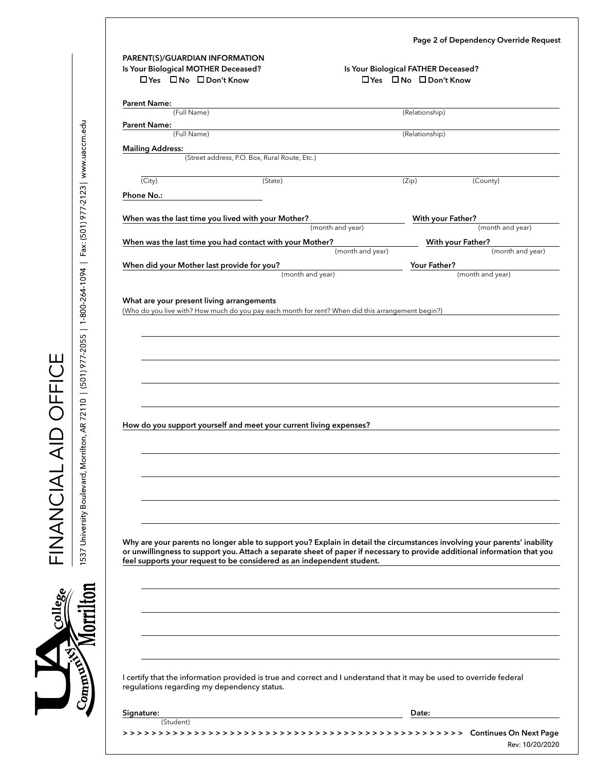# PARENT(S)/GUARDIAN INFORMATION

**Is Your Biological MOTHER Deceased?**
☐ Yes ☐ No ☐ Don't Know

**Is Your Biological FATHER Deceased?**
☐ Yes ☐ No ☐ Don't Know

**Parent Name:** ______________________________ ______________________________
(Full Name) (Relationship)

**Parent Name:** ______________________________ ______________________________
(Full Name) (Relationship)

**Mailing Address:** ______________________________
(Street address, P.O. Box, Rural Route, Etc.)

______________________________
(City) (State) (Zip) (County)

**Phone No.:** ______________________________

**When was the last time you lived with your Mother?** ______________ (month and year) **With your Father?** ______________ (month and year)

**When was the last time you had contact with your Mother?** ______________ (month and year) **With your Father?** ______________ (month and year)

**When did your Mother last provide for you?** ______________ (month and year) **Your Father?** ______________ (month and year)

**What are your present living arrangements**
(Who do you live with? How much do you pay each month for rent? When did this arrangement begin?)

______________________________

______________________________

______________________________

______________________________

**How do you support yourself and meet your current living expenses?**

______________________________

______________________________

______________________________

______________________________

**Why are your parents no longer able to support you? Explain in detail the circumstances involving your parents' inability or unwillingness to support you. Attach a separate sheet of paper if necessary to provide additional information that you feel supports your request to be considered as an independent student.**

______________________________

______________________________

______________________________

______________________________

I certify that the information provided is true and correct and I understand that it may be used to override federal regulations regarding my dependency status.

**Signature:** ______________________________ **Date:** ______________
(Student)

> > > > > > > > > > > > > > > > > > > > > > > > > > > > > > > > > > > > > > > > > > > > > > > **Continues On Next Page**

Rev: 10/20/2020

FINANCIAL AID OFFICE

1537 University Boulevard, Morrilton, AR 72110 | (501) 977-2055 | 1-800-264-1094 | Fax: (501) 977-2123 | www.uaccm.edu

UA Community College Morrilton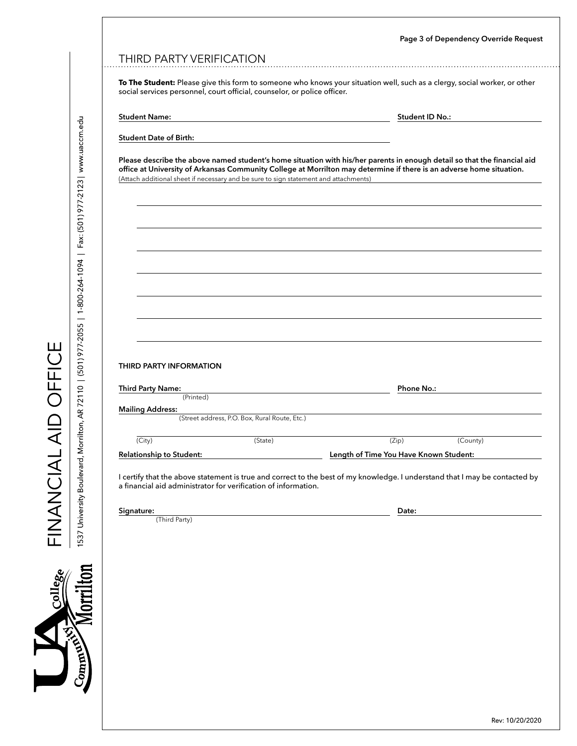## THIRD PARTY VERIFICATION

**To The Student:** Please give this form to someone who knows your situation well, such as a clergy, social worker, or other social services personnel, court official, counselor, or police officer.

**Student Name:** ______________________________ **Student ID No.:** ______________

**Student Date of Birth:** ______________________________

**Please describe the above named student's home situation with his/her parents in enough detail so that the financial aid office at University of Arkansas Community College at Morrilton may determine if there is an adverse home situation.**
(Attach additional sheet if necessary and be sure to sign statement and attachments)

______________________________________________________________________

______________________________________________________________________

______________________________________________________________________

______________________________________________________________________

______________________________________________________________________

______________________________________________________________________

______________________________________________________________________

**THIRD PARTY INFORMATION**

**Third Party Name:** ______________________________ **Phone No.:** ______________
(Printed)

**Mailing Address:** ______________________________________________________________
(Street address, P.O. Box, Rural Route, Etc.)

______________________________________________________________________
(City) (State) (Zip) (County)

**Relationship to Student:** ______________ **Length of Time You Have Known Student:** ______________

I certify that the above statement is true and correct to the best of my knowledge. I understand that I may be contacted by a financial aid administrator for verification of information.

**Signature:** ______________________________ **Date:** ______________
(Third Party)

FINANCIAL AID OFFICE

1537 University Boulevard, Morrilton, AR 72110 | (501) 977-2055 | 1-800-264-1094 | Fax: (501) 977-2123| www.uaccm.edu

Rev: 10/20/2020